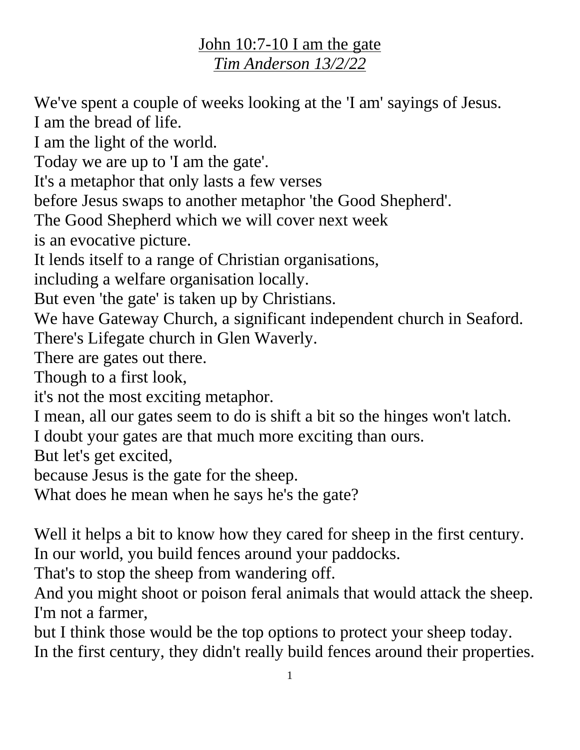<u>John 10:7-10 I am the gate</u>

*<u>Tim Anderson 13/2/22</u>*

We've spent a couple of weeks looking at the 'I am' sayings of Jesus.
I am the bread of life.
I am the light of the world.
Today we are up to 'I am the gate'.
It's a metaphor that only lasts a few verses
before Jesus swaps to another metaphor 'the Good Shepherd'.
The Good Shepherd which we will cover next week
is an evocative picture.
It lends itself to a range of Christian organisations,
including a welfare organisation locally.
But even 'the gate' is taken up by Christians.
We have Gateway Church, a significant independent church in Seaford.
There's Lifegate church in Glen Waverly.
There are gates out there.
Though to a first look,
it's not the most exciting metaphor.
I mean, all our gates seem to do is shift a bit so the hinges won't latch.
I doubt your gates are that much more exciting than ours.
But let's get excited,
because Jesus is the gate for the sheep.
What does he mean when he says he's the gate?

Well it helps a bit to know how they cared for sheep in the first century.
In our world, you build fences around your paddocks.
That's to stop the sheep from wandering off.
And you might shoot or poison feral animals that would attack the sheep.
I'm not a farmer,
but I think those would be the top options to protect your sheep today.
In the first century, they didn't really build fences around their properties.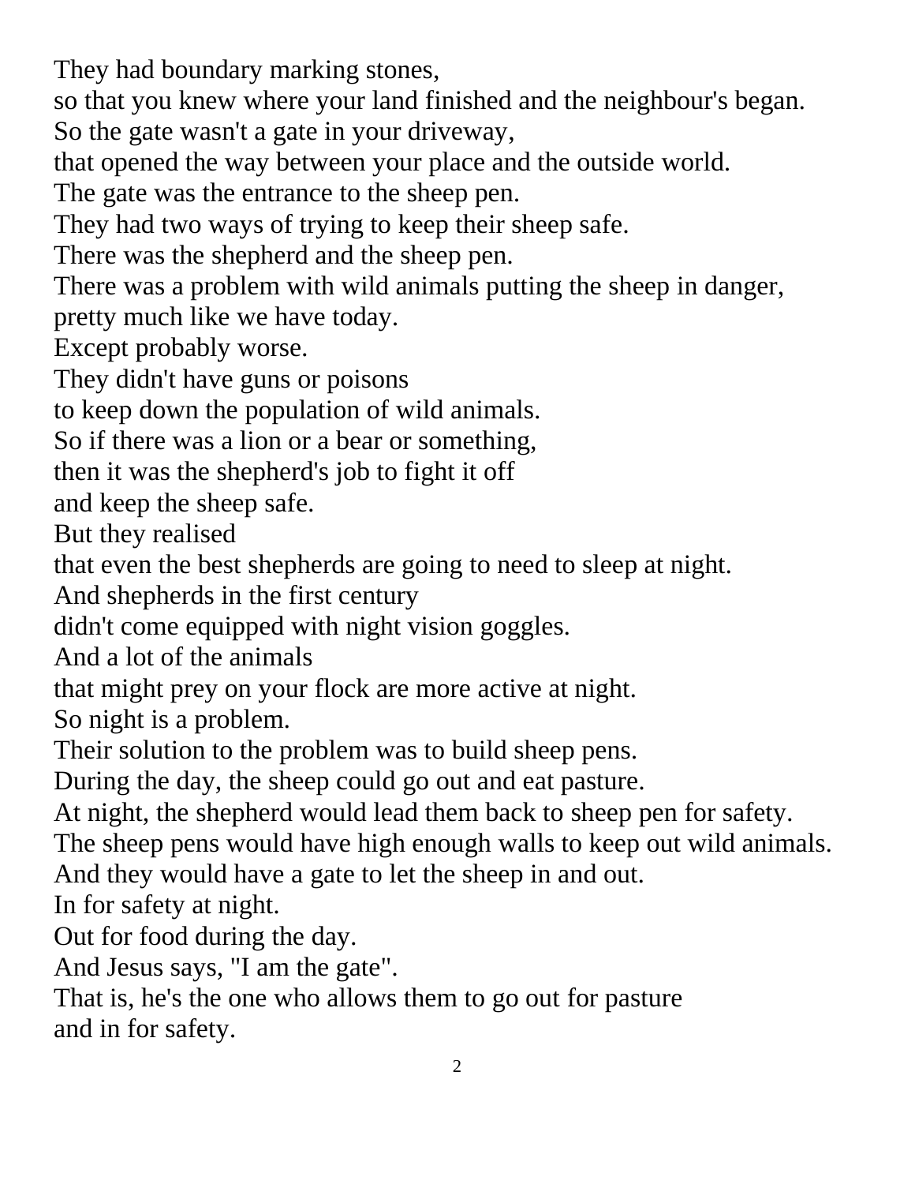They had boundary marking stones,
so that you knew where your land finished and the neighbour's began.
So the gate wasn't a gate in your driveway,
that opened the way between your place and the outside world.
The gate was the entrance to the sheep pen.
They had two ways of trying to keep their sheep safe.
There was the shepherd and the sheep pen.
There was a problem with wild animals putting the sheep in danger,
pretty much like we have today.
Except probably worse.
They didn't have guns or poisons
to keep down the population of wild animals.
So if there was a lion or a bear or something,
then it was the shepherd's job to fight it off
and keep the sheep safe.
But they realised
that even the best shepherds are going to need to sleep at night.
And shepherds in the first century
didn't come equipped with night vision goggles.
And a lot of the animals
that might prey on your flock are more active at night.
So night is a problem.
Their solution to the problem was to build sheep pens.
During the day, the sheep could go out and eat pasture.
At night, the shepherd would lead them back to sheep pen for safety.
The sheep pens would have high enough walls to keep out wild animals.
And they would have a gate to let the sheep in and out.
In for safety at night.
Out for food during the day.
And Jesus says, "I am the gate".
That is, he's the one who allows them to go out for pasture
and in for safety.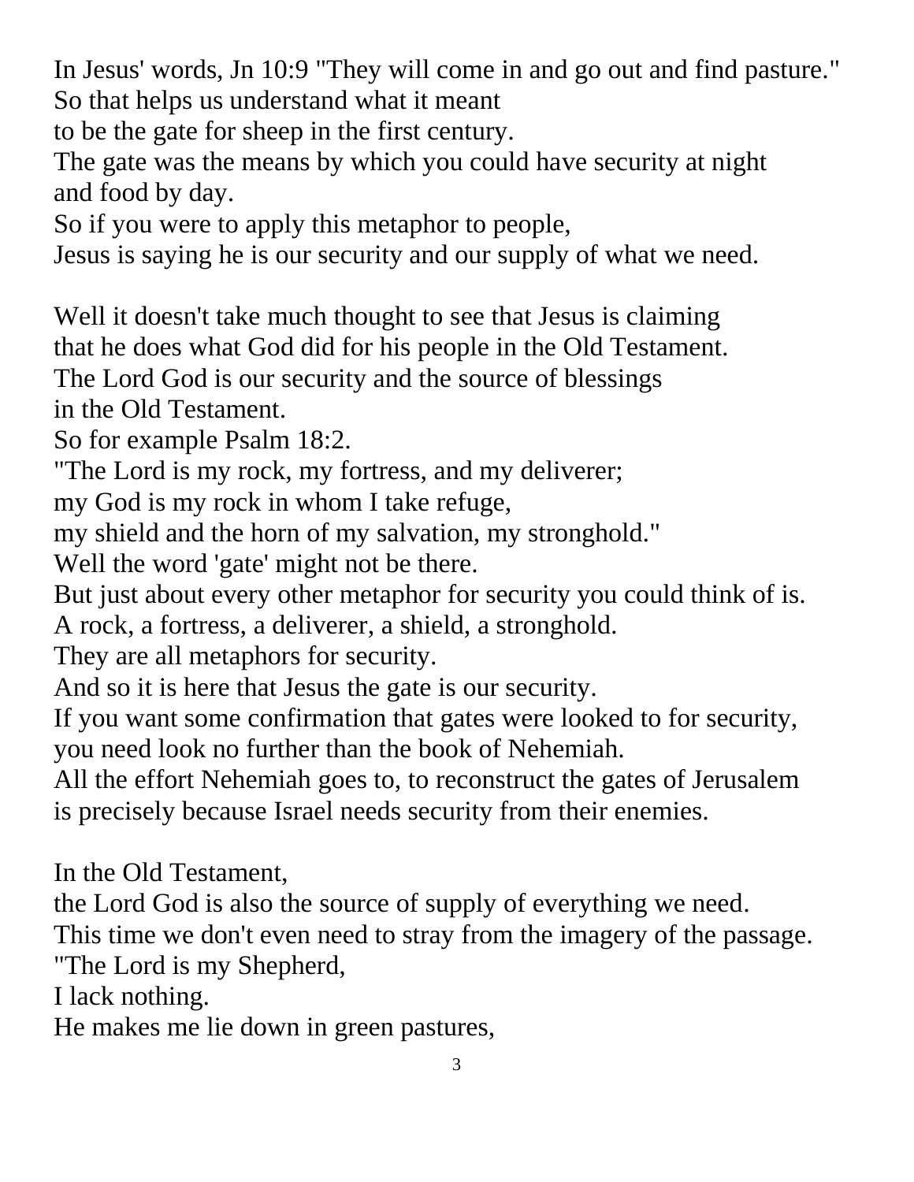In Jesus' words, Jn 10:9 "They will come in and go out and find pasture."
So that helps us understand what it meant
to be the gate for sheep in the first century.
The gate was the means by which you could have security at night
and food by day.
So if you were to apply this metaphor to people,
Jesus is saying he is our security and our supply of what we need.

Well it doesn't take much thought to see that Jesus is claiming
that he does what God did for his people in the Old Testament.
The Lord God is our security and the source of blessings
in the Old Testament.
So for example Psalm 18:2.
"The Lord is my rock, my fortress, and my deliverer;
my God is my rock in whom I take refuge,
my shield and the horn of my salvation, my stronghold."
Well the word 'gate' might not be there.
But just about every other metaphor for security you could think of is.
A rock, a fortress, a deliverer, a shield, a stronghold.
They are all metaphors for security.
And so it is here that Jesus the gate is our security.
If you want some confirmation that gates were looked to for security,
you need look no further than the book of Nehemiah.
All the effort Nehemiah goes to, to reconstruct the gates of Jerusalem
is precisely because Israel needs security from their enemies.

In the Old Testament,
the Lord God is also the source of supply of everything we need.
This time we don't even need to stray from the imagery of the passage.
"The Lord is my Shepherd,
I lack nothing.
He makes me lie down in green pastures,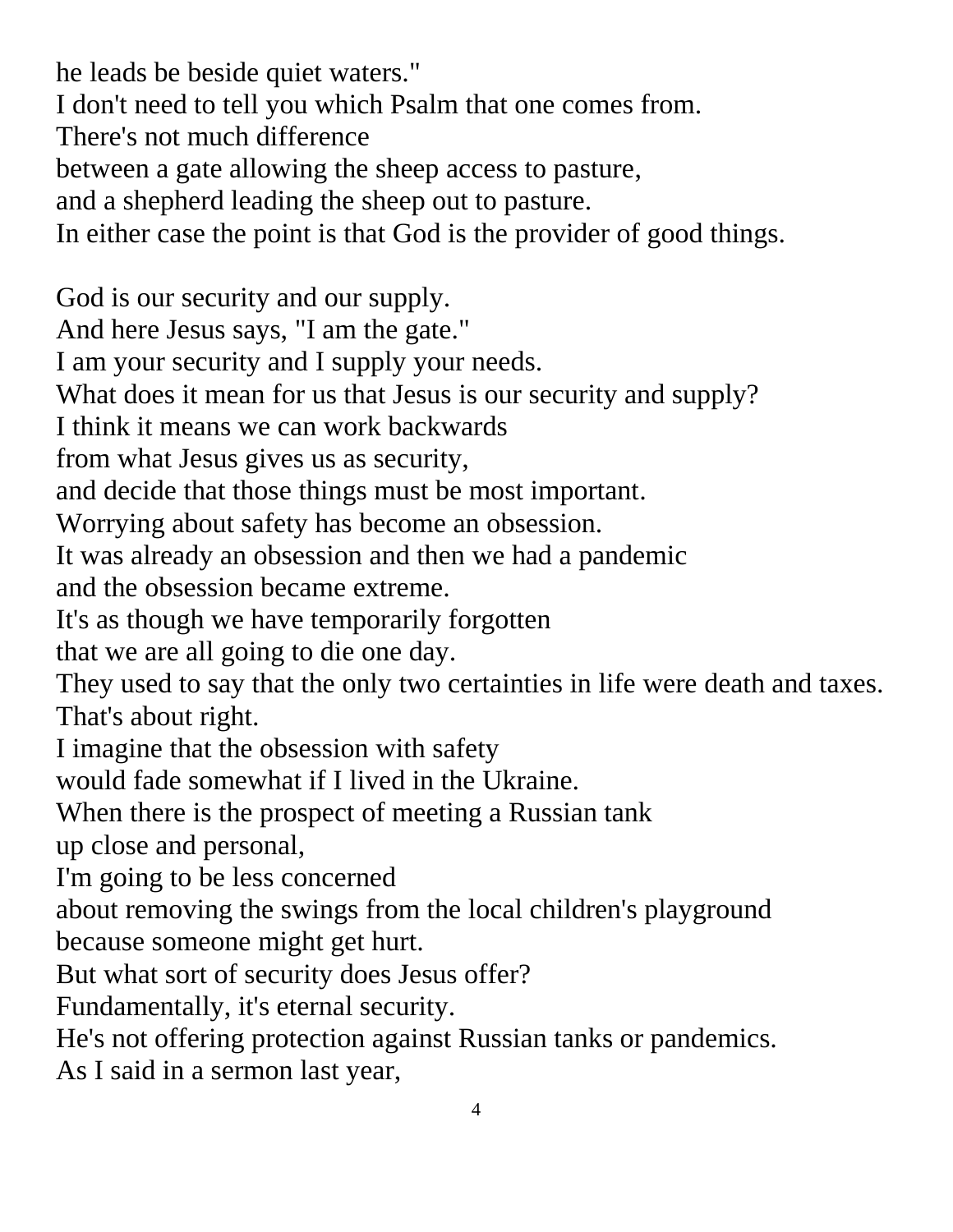he leads be beside quiet waters."
I don't need to tell you which Psalm that one comes from.
There's not much difference
between a gate allowing the sheep access to pasture,
and a shepherd leading the sheep out to pasture.
In either case the point is that God is the provider of good things.

God is our security and our supply.
And here Jesus says, "I am the gate."
I am your security and I supply your needs.
What does it mean for us that Jesus is our security and supply?
I think it means we can work backwards
from what Jesus gives us as security,
and decide that those things must be most important.
Worrying about safety has become an obsession.
It was already an obsession and then we had a pandemic
and the obsession became extreme.
It's as though we have temporarily forgotten
that we are all going to die one day.
They used to say that the only two certainties in life were death and taxes.
That's about right.
I imagine that the obsession with safety
would fade somewhat if I lived in the Ukraine.
When there is the prospect of meeting a Russian tank
up close and personal,
I'm going to be less concerned
about removing the swings from the local children's playground
because someone might get hurt.
But what sort of security does Jesus offer?
Fundamentally, it's eternal security.
He's not offering protection against Russian tanks or pandemics.
As I said in a sermon last year,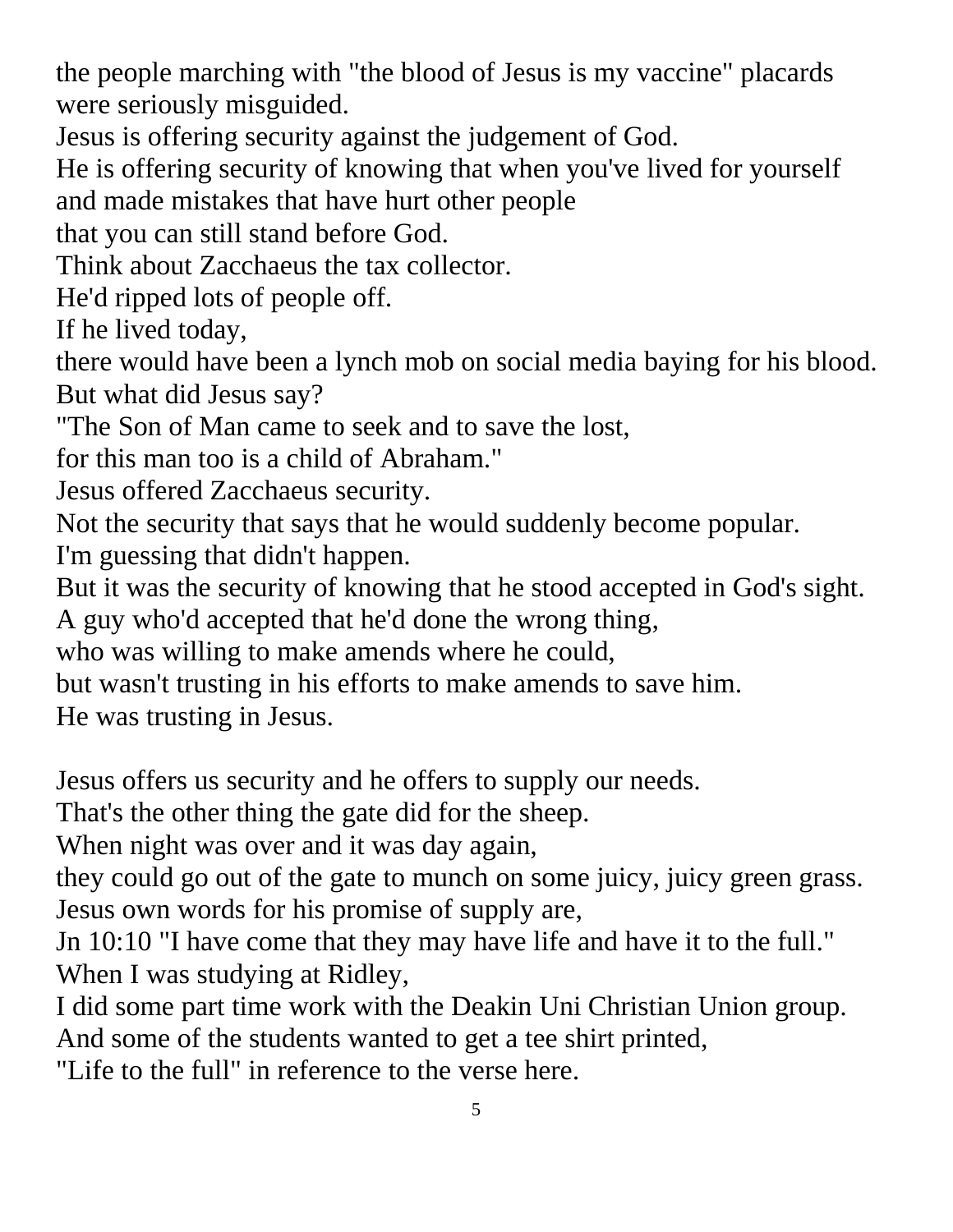the people marching with "the blood of Jesus is my vaccine" placards were seriously misguided.
Jesus is offering security against the judgement of God.
He is offering security of knowing that when you've lived for yourself and made mistakes that have hurt other people
that you can still stand before God.
Think about Zacchaeus the tax collector.
He'd ripped lots of people off.
If he lived today,
there would have been a lynch mob on social media baying for his blood.
But what did Jesus say?
"The Son of Man came to seek and to save the lost,
for this man too is a child of Abraham."
Jesus offered Zacchaeus security.
Not the security that says that he would suddenly become popular.
I'm guessing that didn't happen.
But it was the security of knowing that he stood accepted in God's sight.
A guy who'd accepted that he'd done the wrong thing,
who was willing to make amends where he could,
but wasn't trusting in his efforts to make amends to save him.
He was trusting in Jesus.

Jesus offers us security and he offers to supply our needs.
That's the other thing the gate did for the sheep.
When night was over and it was day again,
they could go out of the gate to munch on some juicy, juicy green grass.
Jesus own words for his promise of supply are,
Jn 10:10 "I have come that they may have life and have it to the full."
When I was studying at Ridley,
I did some part time work with the Deakin Uni Christian Union group.
And some of the students wanted to get a tee shirt printed,
"Life to the full" in reference to the verse here.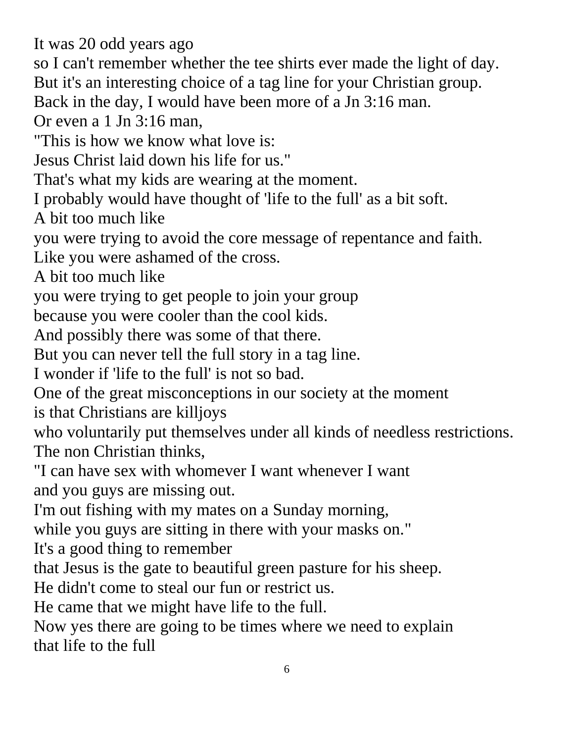It was 20 odd years ago
so I can't remember whether the tee shirts ever made the light of day.
But it's an interesting choice of a tag line for your Christian group.
Back in the day, I would have been more of a Jn 3:16 man.
Or even a 1 Jn 3:16 man,
"This is how we know what love is:
Jesus Christ laid down his life for us."
That's what my kids are wearing at the moment.
I probably would have thought of 'life to the full' as a bit soft.
A bit too much like
you were trying to avoid the core message of repentance and faith.
Like you were ashamed of the cross.
A bit too much like
you were trying to get people to join your group
because you were cooler than the cool kids.
And possibly there was some of that there.
But you can never tell the full story in a tag line.
I wonder if 'life to the full' is not so bad.
One of the great misconceptions in our society at the moment
is that Christians are killjoys
who voluntarily put themselves under all kinds of needless restrictions.
The non Christian thinks,
"I can have sex with whomever I want whenever I want
and you guys are missing out.
I'm out fishing with my mates on a Sunday morning,
while you guys are sitting in there with your masks on."
It's a good thing to remember
that Jesus is the gate to beautiful green pasture for his sheep.
He didn't come to steal our fun or restrict us.
He came that we might have life to the full.
Now yes there are going to be times where we need to explain
that life to the full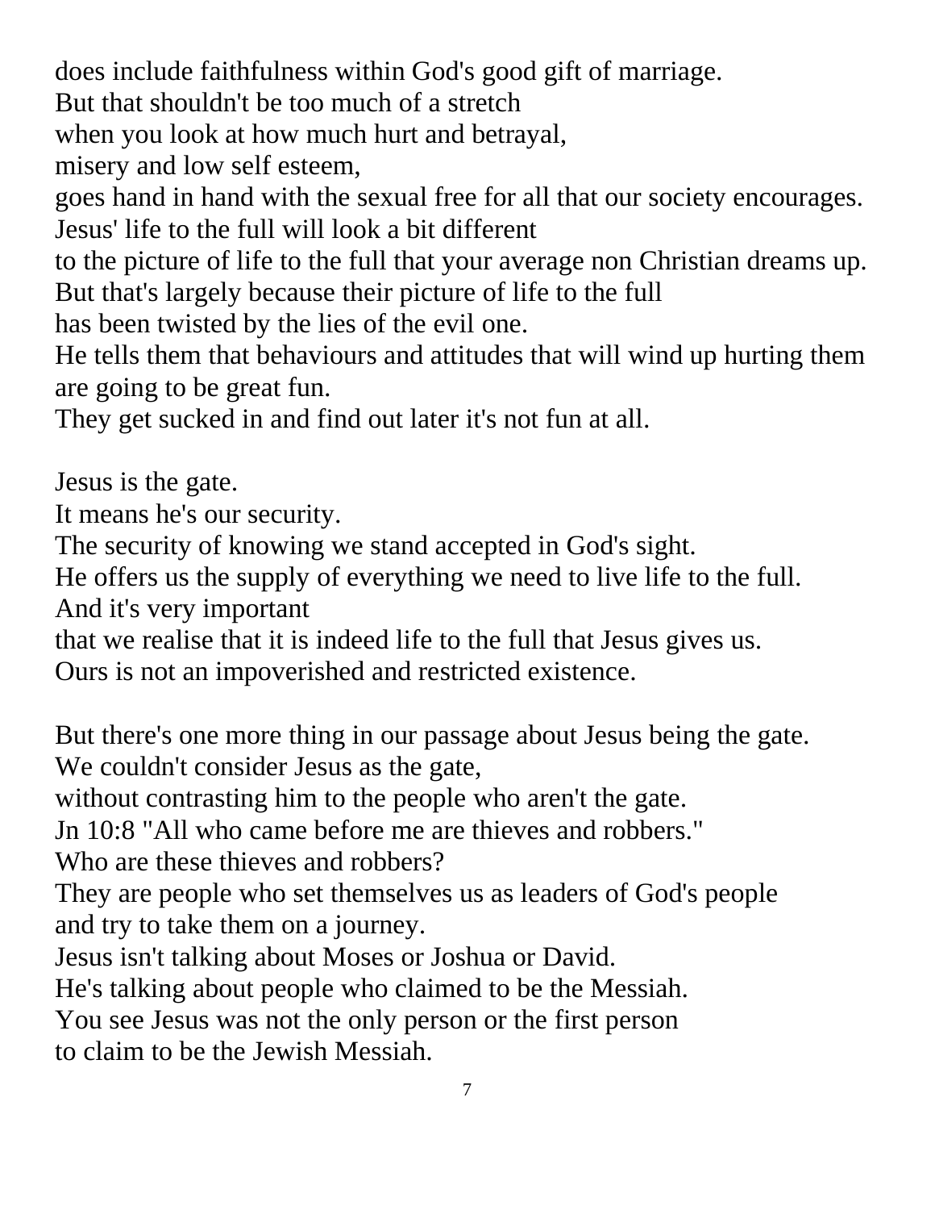does include faithfulness within God's good gift of marriage.
But that shouldn't be too much of a stretch
when you look at how much hurt and betrayal,
misery and low self esteem,
goes hand in hand with the sexual free for all that our society encourages.
Jesus' life to the full will look a bit different
to the picture of life to the full that your average non Christian dreams up.
But that's largely because their picture of life to the full
has been twisted by the lies of the evil one.
He tells them that behaviours and attitudes that will wind up hurting them are going to be great fun.
They get sucked in and find out later it's not fun at all.

Jesus is the gate.
It means he's our security.
The security of knowing we stand accepted in God's sight.
He offers us the supply of everything we need to live life to the full.
And it's very important
that we realise that it is indeed life to the full that Jesus gives us.
Ours is not an impoverished and restricted existence.

But there's one more thing in our passage about Jesus being the gate.
We couldn't consider Jesus as the gate,
without contrasting him to the people who aren't the gate.
Jn 10:8 "All who came before me are thieves and robbers."
Who are these thieves and robbers?
They are people who set themselves us as leaders of God's people
and try to take them on a journey.
Jesus isn't talking about Moses or Joshua or David.
He's talking about people who claimed to be the Messiah.
You see Jesus was not the only person or the first person
to claim to be the Jewish Messiah.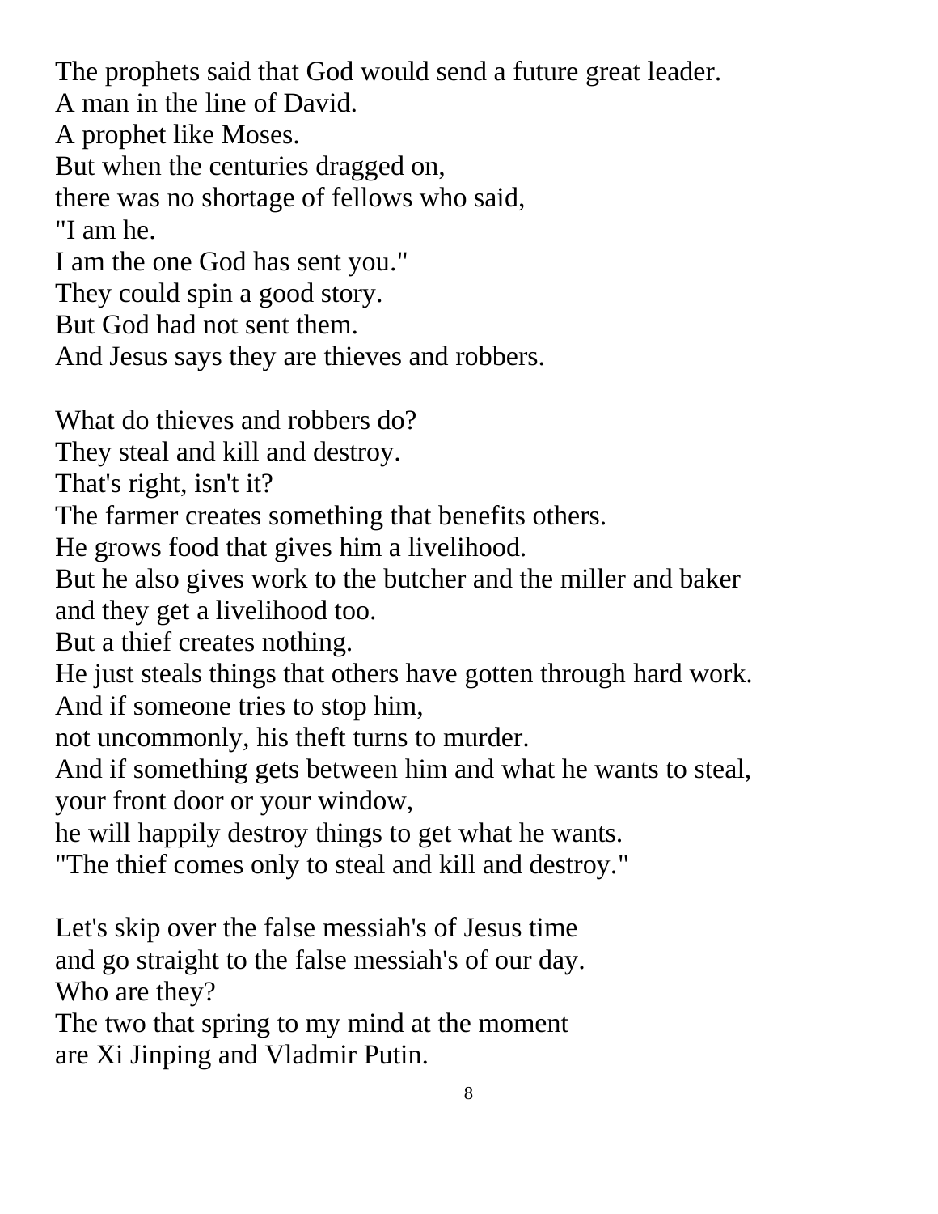The prophets said that God would send a future great leader.
A man in the line of David.
A prophet like Moses.
But when the centuries dragged on,
there was no shortage of fellows who said,
"I am he.
I am the one God has sent you."
They could spin a good story.
But God had not sent them.
And Jesus says they are thieves and robbers.

What do thieves and robbers do?
They steal and kill and destroy.
That's right, isn't it?
The farmer creates something that benefits others.
He grows food that gives him a livelihood.
But he also gives work to the butcher and the miller and baker
and they get a livelihood too.
But a thief creates nothing.
He just steals things that others have gotten through hard work.
And if someone tries to stop him,
not uncommonly, his theft turns to murder.
And if something gets between him and what he wants to steal,
your front door or your window,
he will happily destroy things to get what he wants.
"The thief comes only to steal and kill and destroy."

Let's skip over the false messiah's of Jesus time
and go straight to the false messiah's of our day.
Who are they?
The two that spring to my mind at the moment
are Xi Jinping and Vladmir Putin.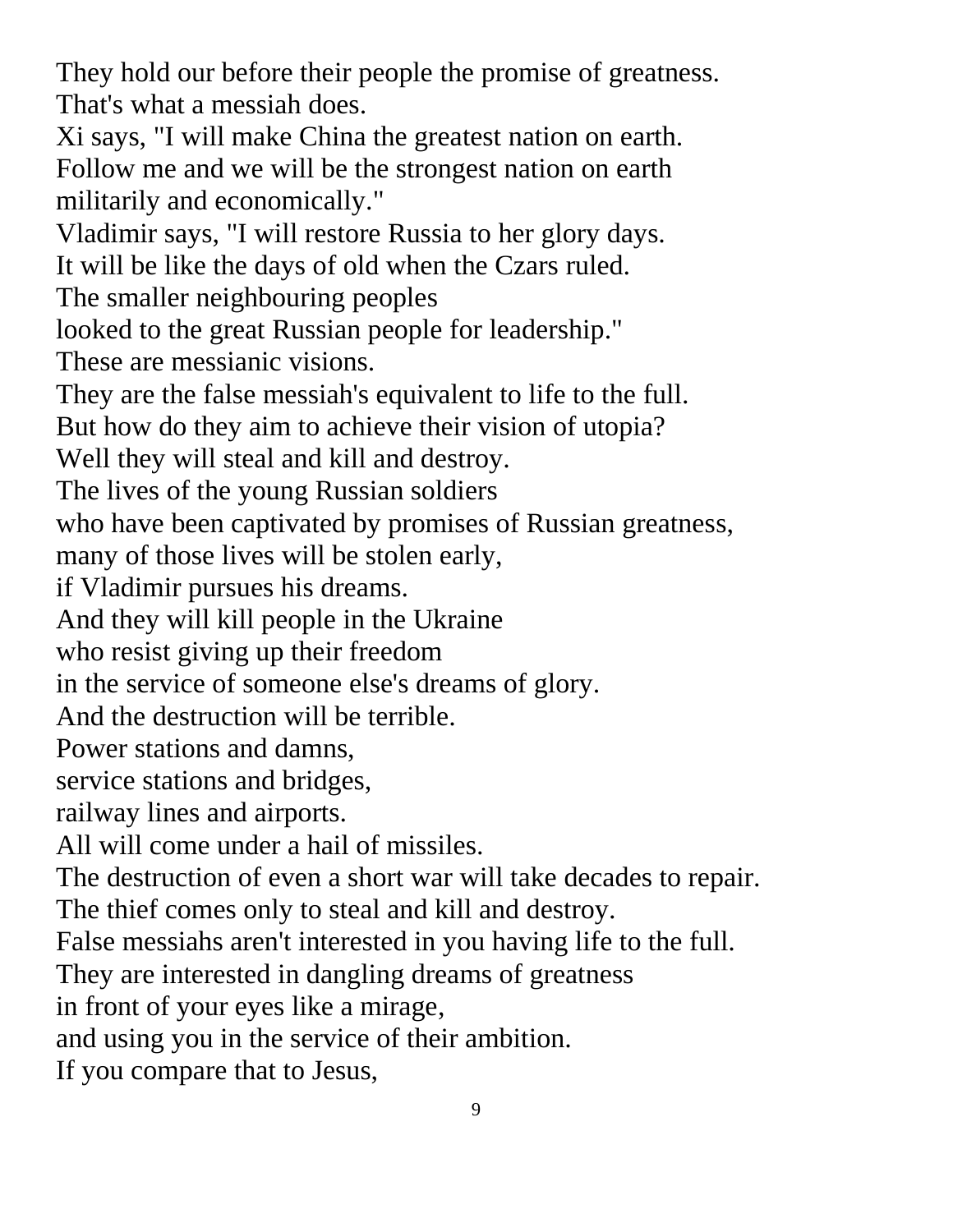They hold our before their people the promise of greatness.
That's what a messiah does.
Xi says, "I will make China the greatest nation on earth.
Follow me and we will be the strongest nation on earth
militarily and economically."
Vladimir says, "I will restore Russia to her glory days.
It will be like the days of old when the Czars ruled.
The smaller neighbouring peoples
looked to the great Russian people for leadership."
These are messianic visions.
They are the false messiah's equivalent to life to the full.
But how do they aim to achieve their vision of utopia?
Well they will steal and kill and destroy.
The lives of the young Russian soldiers
who have been captivated by promises of Russian greatness,
many of those lives will be stolen early,
if Vladimir pursues his dreams.
And they will kill people in the Ukraine
who resist giving up their freedom
in the service of someone else's dreams of glory.
And the destruction will be terrible.
Power stations and damns,
service stations and bridges,
railway lines and airports.
All will come under a hail of missiles.
The destruction of even a short war will take decades to repair.
The thief comes only to steal and kill and destroy.
False messiahs aren't interested in you having life to the full.
They are interested in dangling dreams of greatness
in front of your eyes like a mirage,
and using you in the service of their ambition.
If you compare that to Jesus,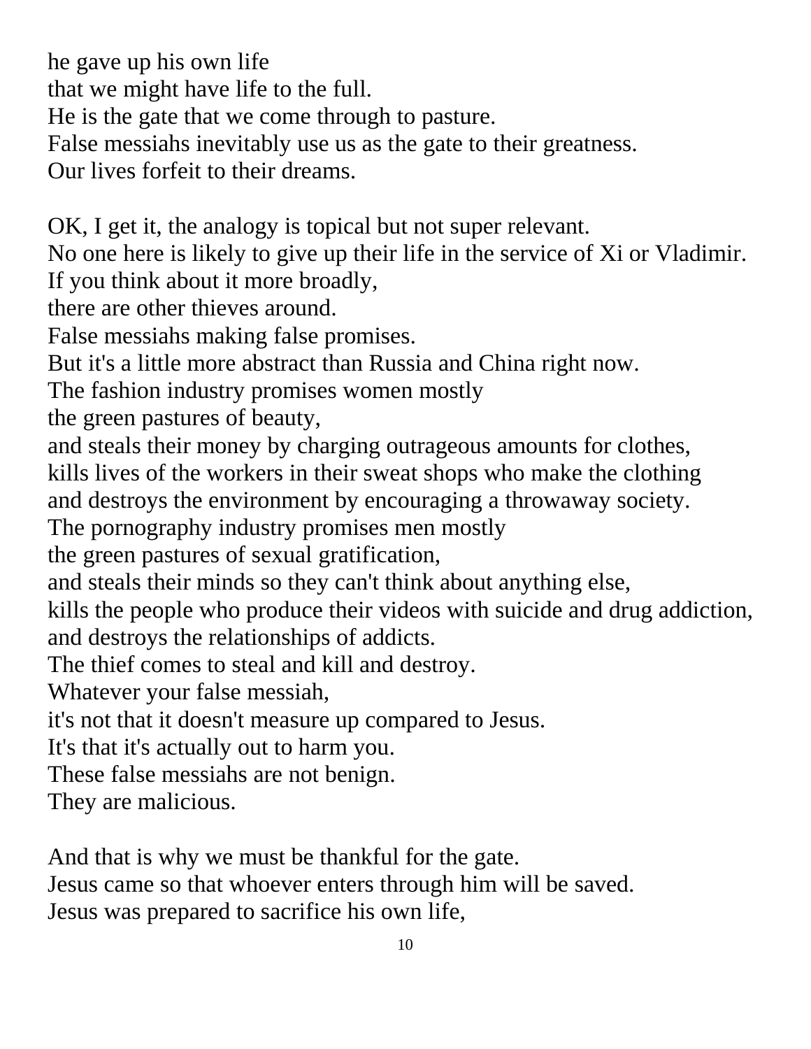he gave up his own life
that we might have life to the full.
He is the gate that we come through to pasture.
False messiahs inevitably use us as the gate to their greatness.
Our lives forfeit to their dreams.

OK, I get it, the analogy is topical but not super relevant.
No one here is likely to give up their life in the service of Xi or Vladimir.
If you think about it more broadly,
there are other thieves around.
False messiahs making false promises.
But it's a little more abstract than Russia and China right now.
The fashion industry promises women mostly
the green pastures of beauty,
and steals their money by charging outrageous amounts for clothes,
kills lives of the workers in their sweat shops who make the clothing
and destroys the environment by encouraging a throwaway society.
The pornography industry promises men mostly
the green pastures of sexual gratification,
and steals their minds so they can't think about anything else,
kills the people who produce their videos with suicide and drug addiction,
and destroys the relationships of addicts.
The thief comes to steal and kill and destroy.
Whatever your false messiah,
it's not that it doesn't measure up compared to Jesus.
It's that it's actually out to harm you.
These false messiahs are not benign.
They are malicious.

And that is why we must be thankful for the gate.
Jesus came so that whoever enters through him will be saved.
Jesus was prepared to sacrifice his own life,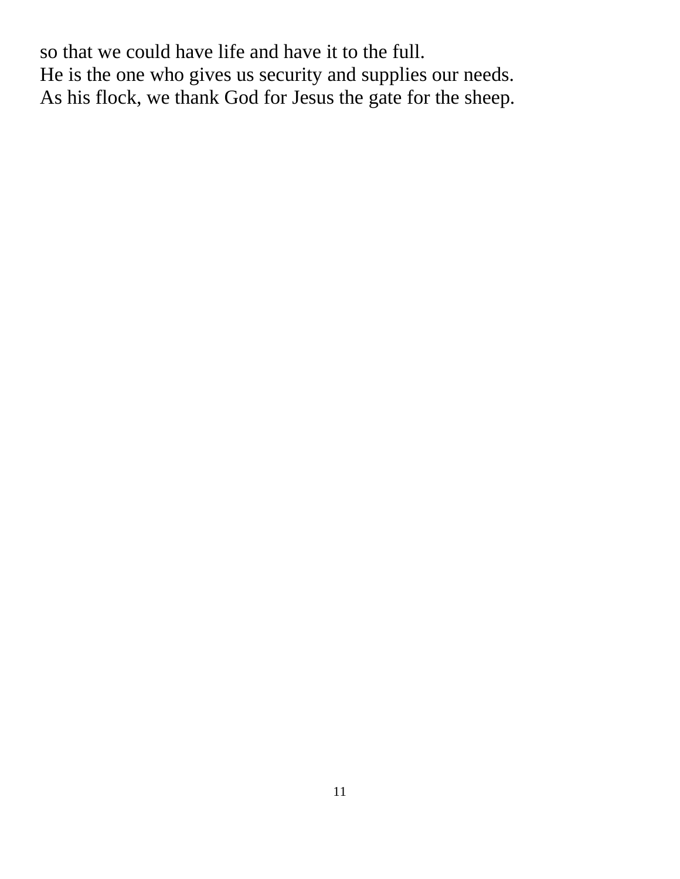so that we could have life and have it to the full.
He is the one who gives us security and supplies our needs.
As his flock, we thank God for Jesus the gate for the sheep.